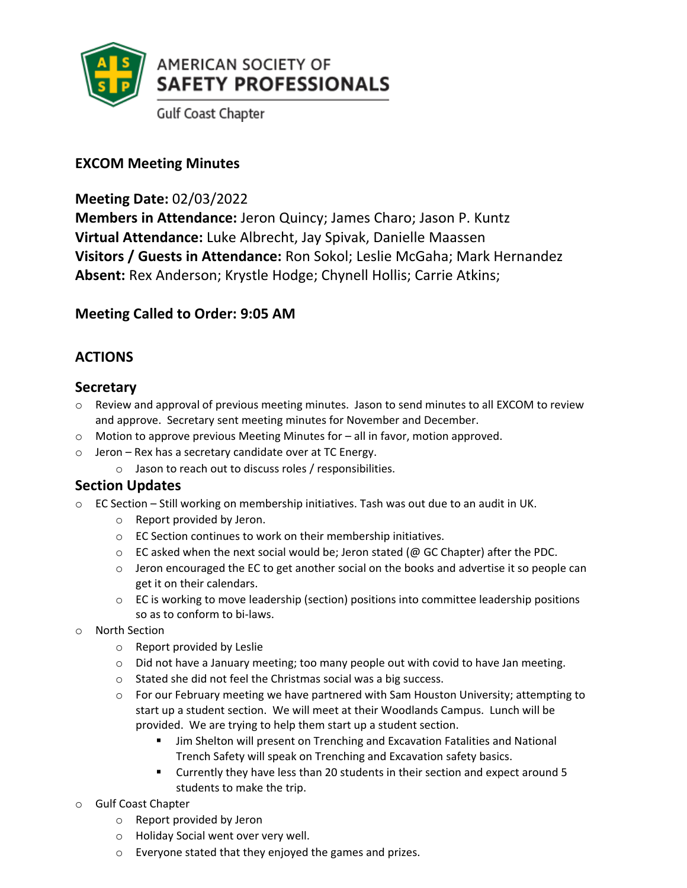AMERICAN SOCIETY OF
**SAFETY PROFESSIONALS**
Gulf Coast Chapter

## EXCOM Meeting Minutes

**Meeting Date:** 02/03/2022
**Members in Attendance:** Jeron Quincy; James Charo; Jason P. Kuntz
**Virtual Attendance:** Luke Albrecht, Jay Spivak, Danielle Maassen
**Visitors / Guests in Attendance:** Ron Sokol; Leslie McGaha; Mark Hernandez
**Absent:** Rex Anderson; Krystle Hodge; Chynell Hollis; Carrie Atkins;

## Meeting Called to Order: 9:05 AM

## ACTIONS

### Secretary

- Review and approval of previous meeting minutes. Jason to send minutes to all EXCOM to review and approve. Secretary sent meeting minutes for November and December.
- Motion to approve previous Meeting Minutes for – all in favor, motion approved.
- Jeron – Rex has a secretary candidate over at TC Energy.
  - Jason to reach out to discuss roles / responsibilities.

### Section Updates

- EC Section – Still working on membership initiatives. Tash was out due to an audit in UK.
  - Report provided by Jeron.
  - EC Section continues to work on their membership initiatives.
  - EC asked when the next social would be; Jeron stated (@ GC Chapter) after the PDC.
  - Jeron encouraged the EC to get another social on the books and advertise it so people can get it on their calendars.
  - EC is working to move leadership (section) positions into committee leadership positions so as to conform to bi-laws.
- North Section
  - Report provided by Leslie
  - Did not have a January meeting; too many people out with covid to have Jan meeting.
  - Stated she did not feel the Christmas social was a big success.
  - For our February meeting we have partnered with Sam Houston University; attempting to start up a student section. We will meet at their Woodlands Campus. Lunch will be provided. We are trying to help them start up a student section.
    - Jim Shelton will present on Trenching and Excavation Fatalities and National Trench Safety will speak on Trenching and Excavation safety basics.
    - Currently they have less than 20 students in their section and expect around 5 students to make the trip.
- Gulf Coast Chapter
  - Report provided by Jeron
  - Holiday Social went over very well.
  - Everyone stated that they enjoyed the games and prizes.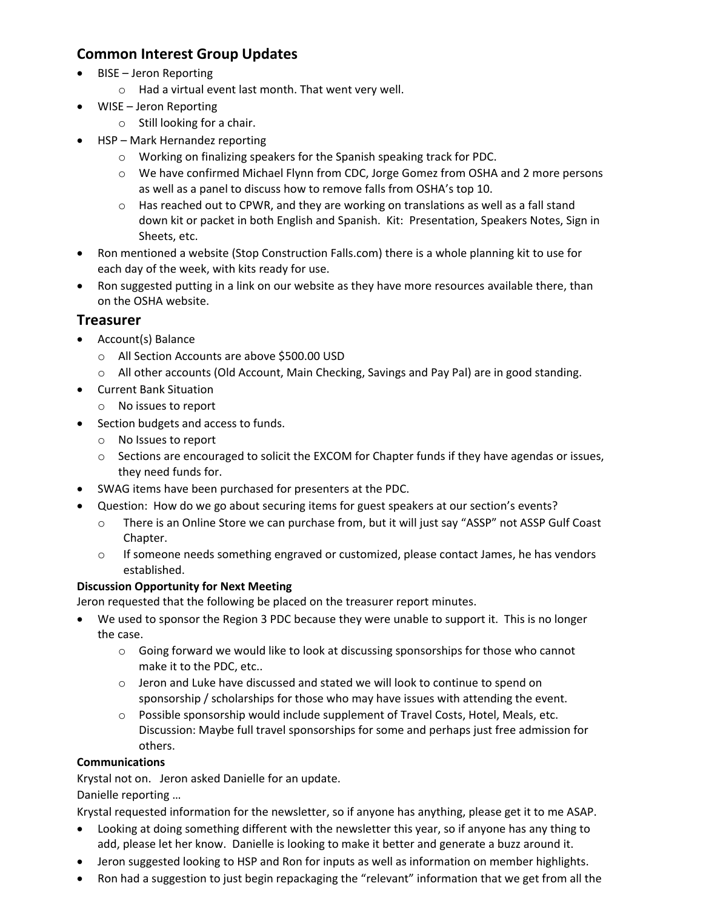## Common Interest Group Updates

- BISE – Jeron Reporting
  - Had a virtual event last month. That went very well.
- WISE – Jeron Reporting
  - Still looking for a chair.
- HSP – Mark Hernandez reporting
  - Working on finalizing speakers for the Spanish speaking track for PDC.
  - We have confirmed Michael Flynn from CDC, Jorge Gomez from OSHA and 2 more persons as well as a panel to discuss how to remove falls from OSHA's top 10.
  - Has reached out to CPWR, and they are working on translations as well as a fall stand down kit or packet in both English and Spanish. Kit: Presentation, Speakers Notes, Sign in Sheets, etc.
- Ron mentioned a website (Stop Construction Falls.com) there is a whole planning kit to use for each day of the week, with kits ready for use.
- Ron suggested putting in a link on our website as they have more resources available there, than on the OSHA website.

## Treasurer

- Account(s) Balance
  - All Section Accounts are above $500.00 USD
  - All other accounts (Old Account, Main Checking, Savings and Pay Pal) are in good standing.
- Current Bank Situation
  - No issues to report
- Section budgets and access to funds.
  - No Issues to report
  - Sections are encouraged to solicit the EXCOM for Chapter funds if they have agendas or issues, they need funds for.
- SWAG items have been purchased for presenters at the PDC.
- Question: How do we go about securing items for guest speakers at our section's events?
  - There is an Online Store we can purchase from, but it will just say "ASSP" not ASSP Gulf Coast Chapter.
  - If someone needs something engraved or customized, please contact James, he has vendors established.

**Discussion Opportunity for Next Meeting**

Jeron requested that the following be placed on the treasurer report minutes.

- We used to sponsor the Region 3 PDC because they were unable to support it. This is no longer the case.
  - Going forward we would like to look at discussing sponsorships for those who cannot make it to the PDC, etc..
  - Jeron and Luke have discussed and stated we will look to continue to spend on sponsorship / scholarships for those who may have issues with attending the event.
  - Possible sponsorship would include supplement of Travel Costs, Hotel, Meals, etc. Discussion: Maybe full travel sponsorships for some and perhaps just free admission for others.

**Communications**

Krystal not on. Jeron asked Danielle for an update.

Danielle reporting …

Krystal requested information for the newsletter, so if anyone has anything, please get it to me ASAP.

- Looking at doing something different with the newsletter this year, so if anyone has any thing to add, please let her know. Danielle is looking to make it better and generate a buzz around it.
- Jeron suggested looking to HSP and Ron for inputs as well as information on member highlights.
- Ron had a suggestion to just begin repackaging the "relevant" information that we get from all the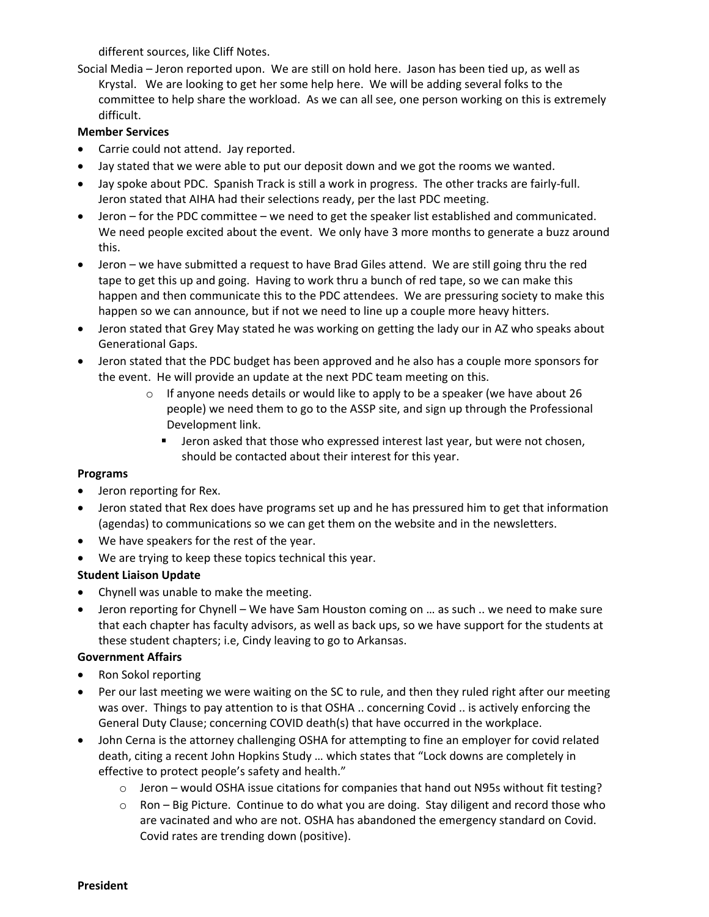different sources, like Cliff Notes.

Social Media – Jeron reported upon. We are still on hold here. Jason has been tied up, as well as Krystal. We are looking to get her some help here. We will be adding several folks to the committee to help share the workload. As we can all see, one person working on this is extremely difficult.

**Member Services**

- Carrie could not attend. Jay reported.
- Jay stated that we were able to put our deposit down and we got the rooms we wanted.
- Jay spoke about PDC. Spanish Track is still a work in progress. The other tracks are fairly-full. Jeron stated that AIHA had their selections ready, per the last PDC meeting.
- Jeron – for the PDC committee – we need to get the speaker list established and communicated. We need people excited about the event. We only have 3 more months to generate a buzz around this.
- Jeron – we have submitted a request to have Brad Giles attend. We are still going thru the red tape to get this up and going. Having to work thru a bunch of red tape, so we can make this happen and then communicate this to the PDC attendees. We are pressuring society to make this happen so we can announce, but if not we need to line up a couple more heavy hitters.
- Jeron stated that Grey May stated he was working on getting the lady our in AZ who speaks about Generational Gaps.
- Jeron stated that the PDC budget has been approved and he also has a couple more sponsors for the event. He will provide an update at the next PDC team meeting on this.
    - If anyone needs details or would like to apply to be a speaker (we have about 26 people) we need them to go to the ASSP site, and sign up through the Professional Development link.
        - Jeron asked that those who expressed interest last year, but were not chosen, should be contacted about their interest for this year.

**Programs**

- Jeron reporting for Rex.
- Jeron stated that Rex does have programs set up and he has pressured him to get that information (agendas) to communications so we can get them on the website and in the newsletters.
- We have speakers for the rest of the year.
- We are trying to keep these topics technical this year.

**Student Liaison Update**

- Chynell was unable to make the meeting.
- Jeron reporting for Chynell – We have Sam Houston coming on … as such .. we need to make sure that each chapter has faculty advisors, as well as back ups, so we have support for the students at these student chapters; i.e, Cindy leaving to go to Arkansas.

**Government Affairs**

- Ron Sokol reporting
- Per our last meeting we were waiting on the SC to rule, and then they ruled right after our meeting was over. Things to pay attention to is that OSHA .. concerning Covid .. is actively enforcing the General Duty Clause; concerning COVID death(s) that have occurred in the workplace.
- John Cerna is the attorney challenging OSHA for attempting to fine an employer for covid related death, citing a recent John Hopkins Study … which states that "Lock downs are completely in effective to protect people's safety and health."
    - Jeron – would OSHA issue citations for companies that hand out N95s without fit testing?
    - Ron – Big Picture. Continue to do what you are doing. Stay diligent and record those who are vacinated and who are not. OSHA has abandoned the emergency standard on Covid. Covid rates are trending down (positive).

**President**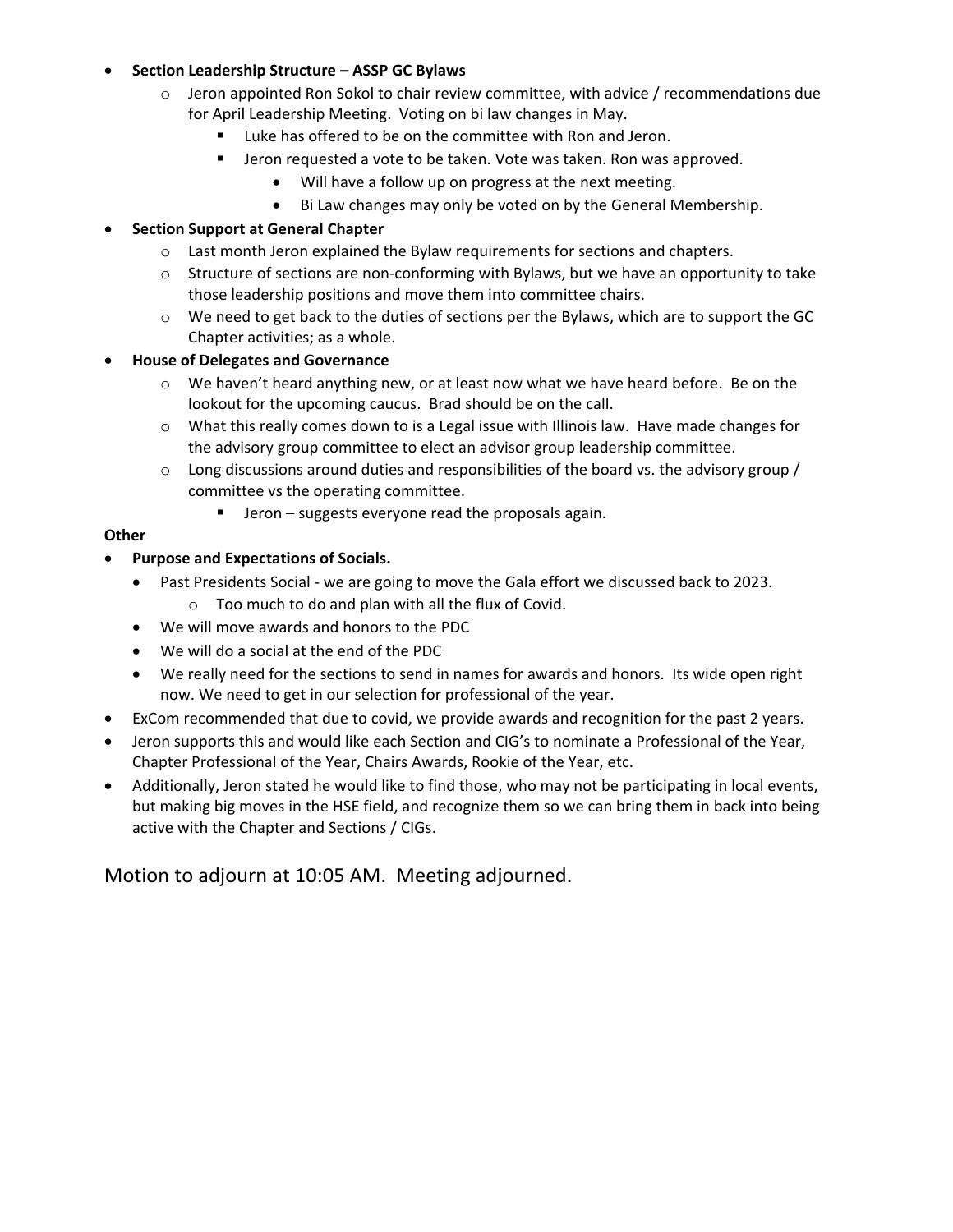- **Section Leadership Structure – ASSP GC Bylaws**
    - Jeron appointed Ron Sokol to chair review committee, with advice / recommendations due for April Leadership Meeting. Voting on bi law changes in May.
        - Luke has offered to be on the committee with Ron and Jeron.
        - Jeron requested a vote to be taken. Vote was taken. Ron was approved.
            - Will have a follow up on progress at the next meeting.
            - Bi Law changes may only be voted on by the General Membership.
- **Section Support at General Chapter**
    - Last month Jeron explained the Bylaw requirements for sections and chapters.
    - Structure of sections are non-conforming with Bylaws, but we have an opportunity to take those leadership positions and move them into committee chairs.
    - We need to get back to the duties of sections per the Bylaws, which are to support the GC Chapter activities; as a whole.
- **House of Delegates and Governance**
    - We haven't heard anything new, or at least now what we have heard before. Be on the lookout for the upcoming caucus. Brad should be on the call.
    - What this really comes down to is a Legal issue with Illinois law. Have made changes for the advisory group committee to elect an advisor group leadership committee.
    - Long discussions around duties and responsibilities of the board vs. the advisory group / committee vs the operating committee.
        - Jeron – suggests everyone read the proposals again.

**Other**

- **Purpose and Expectations of Socials.**
    - Past Presidents Social - we are going to move the Gala effort we discussed back to 2023.
        - Too much to do and plan with all the flux of Covid.
    - We will move awards and honors to the PDC
    - We will do a social at the end of the PDC
    - We really need for the sections to send in names for awards and honors. Its wide open right now. We need to get in our selection for professional of the year.
- ExCom recommended that due to covid, we provide awards and recognition for the past 2 years.
- Jeron supports this and would like each Section and CIG's to nominate a Professional of the Year, Chapter Professional of the Year, Chairs Awards, Rookie of the Year, etc.
- Additionally, Jeron stated he would like to find those, who may not be participating in local events, but making big moves in the HSE field, and recognize them so we can bring them in back into being active with the Chapter and Sections / CIGs.

Motion to adjourn at 10:05 AM. Meeting adjourned.